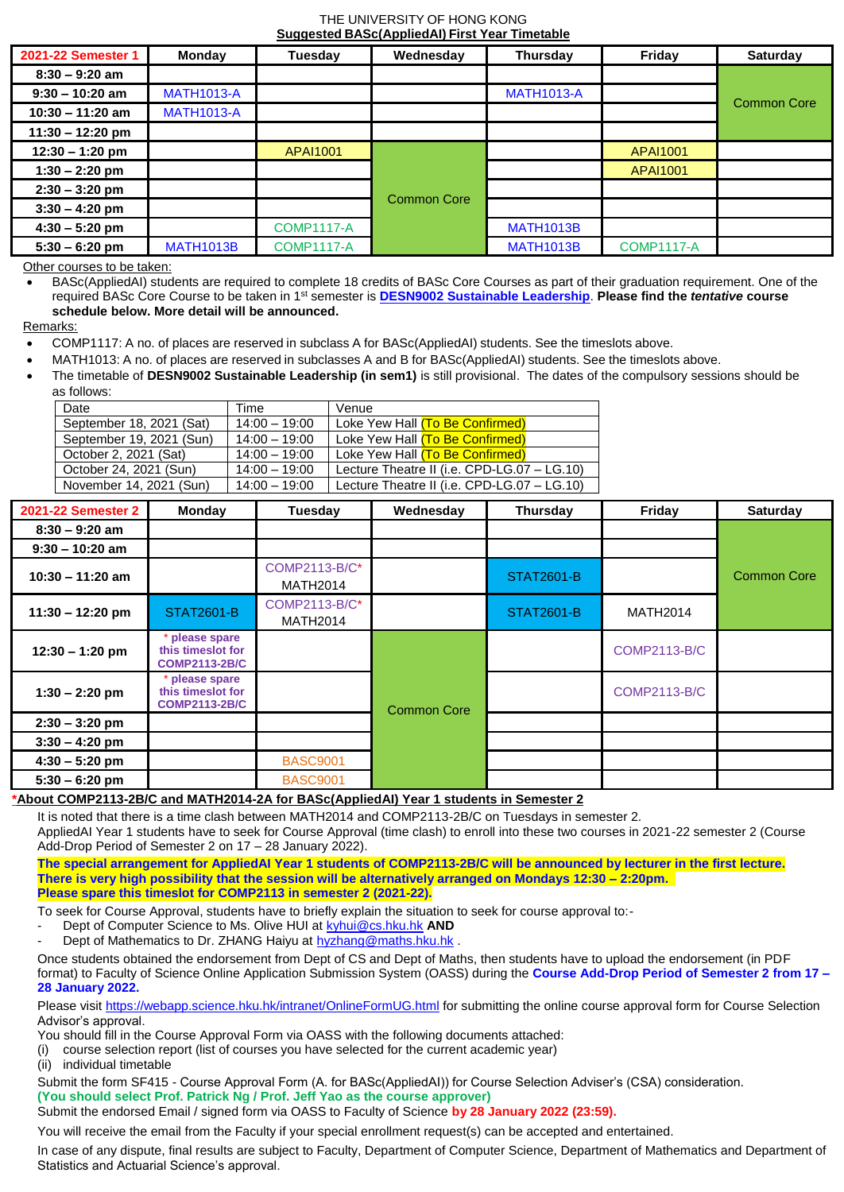THE UNIVERSITY OF HONG KONG

**Suggested BASc(AppliedAI) First Year Timetable**

| 2021-22 Semester 1 | Monday | Tuesday | Wednesday | Thursday | Friday | Saturday |
|---|---|---|---|---|---|---|
| 8:30 – 9:20 am | | | | | | Common Core |
| 9:30 – 10:20 am | MATH1013-A | | | MATH1013-A | | |
| 10:30 – 11:20 am | MATH1013-A | | | | | |
| 11:30 – 12:20 pm | | | | | | |
| 12:30 – 1:20 pm | | APAI1001 | Common Core | | APAI1001 | |
| 1:30 – 2:20 pm | | | | | APAI1001 | |
| 2:30 – 3:20 pm | | | | | | |
| 3:30 – 4:20 pm | | | | | | |
| 4:30 – 5:20 pm | | COMP1117-A | | MATH1013B | | |
| 5:30 – 6:20 pm | MATH1013B | COMP1117-A | | MATH1013B | COMP1117-A | |

Other courses to be taken:

- BASc(AppliedAI) students are required to complete 18 credits of BASc Core Courses as part of their graduation requirement. One of the required BASc Core Course to be taken in 1st semester is **DESN9002 Sustainable Leadership**. **Please find the *tentative* course schedule below. More detail will be announced.**

Remarks:

- COMP1117: A no. of places are reserved in subclass A for BASc(AppliedAI) students. See the timeslots above.
- MATH1013: A no. of places are reserved in subclasses A and B for BASc(AppliedAI) students. See the timeslots above.
- The timetable of **DESN9002 Sustainable Leadership (in sem1)** is still provisional. The dates of the compulsory sessions should be as follows:

| Date | Time | Venue |
|---|---|---|
| September 18, 2021 (Sat) | 14:00 – 19:00 | Loke Yew Hall (To Be Confirmed) |
| September 19, 2021 (Sun) | 14:00 – 19:00 | Loke Yew Hall (To Be Confirmed) |
| October 2, 2021 (Sat) | 14:00 – 19:00 | Loke Yew Hall (To Be Confirmed) |
| October 24, 2021 (Sun) | 14:00 – 19:00 | Lecture Theatre II (i.e. CPD-LG.07 – LG.10) |
| November 14, 2021 (Sun) | 14:00 – 19:00 | Lecture Theatre II (i.e. CPD-LG.07 – LG.10) |

| 2021-22 Semester 2 | Monday | Tuesday | Wednesday | Thursday | Friday | Saturday |
|---|---|---|---|---|---|---|
| 8:30 – 9:20 am | | | | | | Common Core |
| 9:30 – 10:20 am | | | | | | |
| 10:30 – 11:20 am | | COMP2113-B/C* MATH2014 | | STAT2601-B | | |
| 11:30 – 12:20 pm | STAT2601-B | COMP2113-B/C* MATH2014 | | STAT2601-B | MATH2014 | |
| 12:30 – 1:20 pm | * please spare this timeslot for COMP2113-2B/C | | Common Core | | COMP2113-B/C | |
| 1:30 – 2:20 pm | * please spare this timeslot for COMP2113-2B/C | | | | COMP2113-B/C | |
| 2:30 – 3:20 pm | | | | | | |
| 3:30 – 4:20 pm | | | | | | |
| 4:30 – 5:20 pm | | BASC9001 | | | | |
| 5:30 – 6:20 pm | | BASC9001 | | | | |

**\*About COMP2113-2B/C and MATH2014-2A for BASc(AppliedAI) Year 1 students in Semester 2**

It is noted that there is a time clash between MATH2014 and COMP2113-2B/C on Tuesdays in semester 2.
AppliedAI Year 1 students have to seek for Course Approval (time clash) to enroll into these two courses in 2021-22 semester 2 (Course Add-Drop Period of Semester 2 on 17 – 28 January 2022).

**The special arrangement for AppliedAI Year 1 students of COMP2113-2B/C will be announced by lecturer in the first lecture. There is very high possibility that the session will be alternatively arranged on Mondays 12:30 – 2:20pm. Please spare this timeslot for COMP2113 in semester 2 (2021-22).**

To seek for Course Approval, students have to briefly explain the situation to seek for course approval to:-

- Dept of Computer Science to Ms. Olive HUI at kyhui@cs.hku.hk **AND**
- Dept of Mathematics to Dr. ZHANG Haiyu at hyzhang@maths.hku.hk .

Once students obtained the endorsement from Dept of CS and Dept of Maths, then students have to upload the endorsement (in PDF format) to Faculty of Science Online Application Submission System (OASS) during the **Course Add-Drop Period of Semester 2 from 17 – 28 January 2022.**

Please visit https://webapp.science.hku.hk/intranet/OnlineFormUG.html for submitting the online course approval form for Course Selection Advisor's approval.

You should fill in the Course Approval Form via OASS with the following documents attached:

(i) course selection report (list of courses you have selected for the current academic year)
(ii) individual timetable

Submit the form SF415 - Course Approval Form (A. for BASc(AppliedAI)) for Course Selection Adviser's (CSA) consideration.
**(You should select Prof. Patrick Ng / Prof. Jeff Yao as the course approver)**

Submit the endorsed Email / signed form via OASS to Faculty of Science **by 28 January 2022 (23:59).**

You will receive the email from the Faculty if your special enrollment request(s) can be accepted and entertained.

In case of any dispute, final results are subject to Faculty, Department of Computer Science, Department of Mathematics and Department of Statistics and Actuarial Science's approval.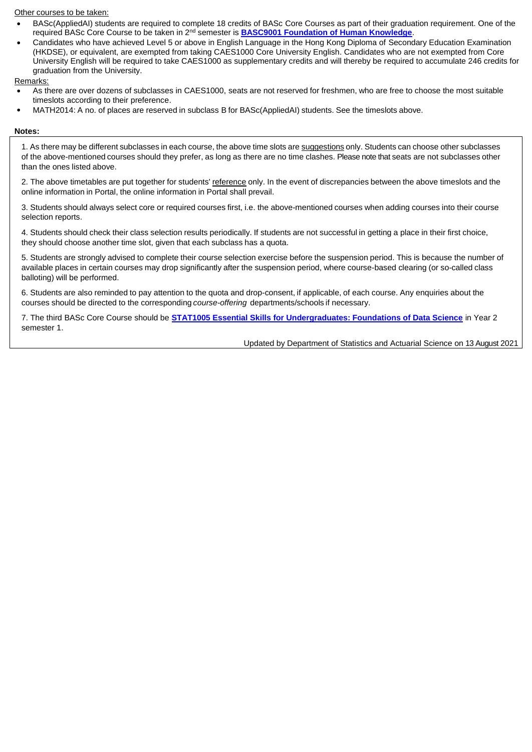Other courses to be taken:

- BASc(AppliedAI) students are required to complete 18 credits of BASc Core Courses as part of their graduation requirement. One of the required BASc Core Course to be taken in 2nd semester is **BASC9001 Foundation of Human Knowledge**.
- Candidates who have achieved Level 5 or above in English Language in the Hong Kong Diploma of Secondary Education Examination (HKDSE), or equivalent, are exempted from taking CAES1000 Core University English. Candidates who are not exempted from Core University English will be required to take CAES1000 as supplementary credits and will thereby be required to accumulate 246 credits for graduation from the University.

Remarks:

- As there are over dozens of subclasses in CAES1000, seats are not reserved for freshmen, who are free to choose the most suitable timeslots according to their preference.
- MATH2014: A no. of places are reserved in subclass B for BASc(AppliedAI) students. See the timeslots above.

**Notes:**

1. As there may be different subclasses in each course, the above time slots are suggestions only. Students can choose other subclasses of the above-mentioned courses should they prefer, as long as there are no time clashes. Please note that seats are not subclasses other than the ones listed above.

2. The above timetables are put together for students' reference only. In the event of discrepancies between the above timeslots and the online information in Portal, the online information in Portal shall prevail.

3. Students should always select core or required courses first, i.e. the above-mentioned courses when adding courses into their course selection reports.

4. Students should check their class selection results periodically. If students are not successful in getting a place in their first choice, they should choose another time slot, given that each subclass has a quota.

5. Students are strongly advised to complete their course selection exercise before the suspension period. This is because the number of available places in certain courses may drop significantly after the suspension period, where course-based clearing (or so-called class balloting) will be performed.

6. Students are also reminded to pay attention to the quota and drop-consent, if applicable, of each course. Any enquiries about the courses should be directed to the corresponding *course-offering* departments/schools if necessary.

7. The third BASc Core Course should be **STAT1005 Essential Skills for Undergraduates: Foundations of Data Science** in Year 2 semester 1.

Updated by Department of Statistics and Actuarial Science on 13 August 2021